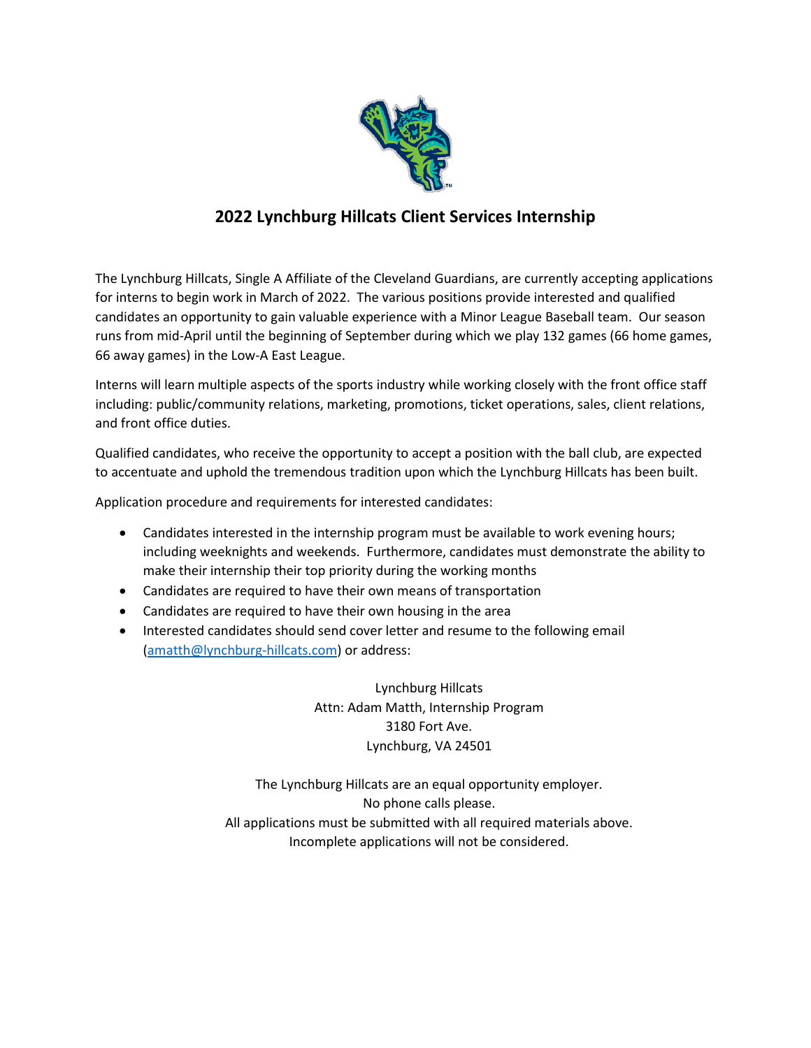# 2022 Lynchburg Hillcats Client Services Internship

The Lynchburg Hillcats, Single A Affiliate of the Cleveland Guardians, are currently accepting applications for interns to begin work in March of 2022. The various positions provide interested and qualified candidates an opportunity to gain valuable experience with a Minor League Baseball team. Our season runs from mid-April until the beginning of September during which we play 132 games (66 home games, 66 away games) in the Low-A East League.

Interns will learn multiple aspects of the sports industry while working closely with the front office staff including: public/community relations, marketing, promotions, ticket operations, sales, client relations, and front office duties.

Qualified candidates, who receive the opportunity to accept a position with the ball club, are expected to accentuate and uphold the tremendous tradition upon which the Lynchburg Hillcats has been built.

Application procedure and requirements for interested candidates:

- Candidates interested in the internship program must be available to work evening hours; including weeknights and weekends. Furthermore, candidates must demonstrate the ability to make their internship their top priority during the working months
- Candidates are required to have their own means of transportation
- Candidates are required to have their own housing in the area
- Interested candidates should send cover letter and resume to the following email (amatth@lynchburg-hillcats.com) or address:

Lynchburg Hillcats
Attn: Adam Matth, Internship Program
3180 Fort Ave.
Lynchburg, VA 24501

The Lynchburg Hillcats are an equal opportunity employer.
No phone calls please.
All applications must be submitted with all required materials above.
Incomplete applications will not be considered.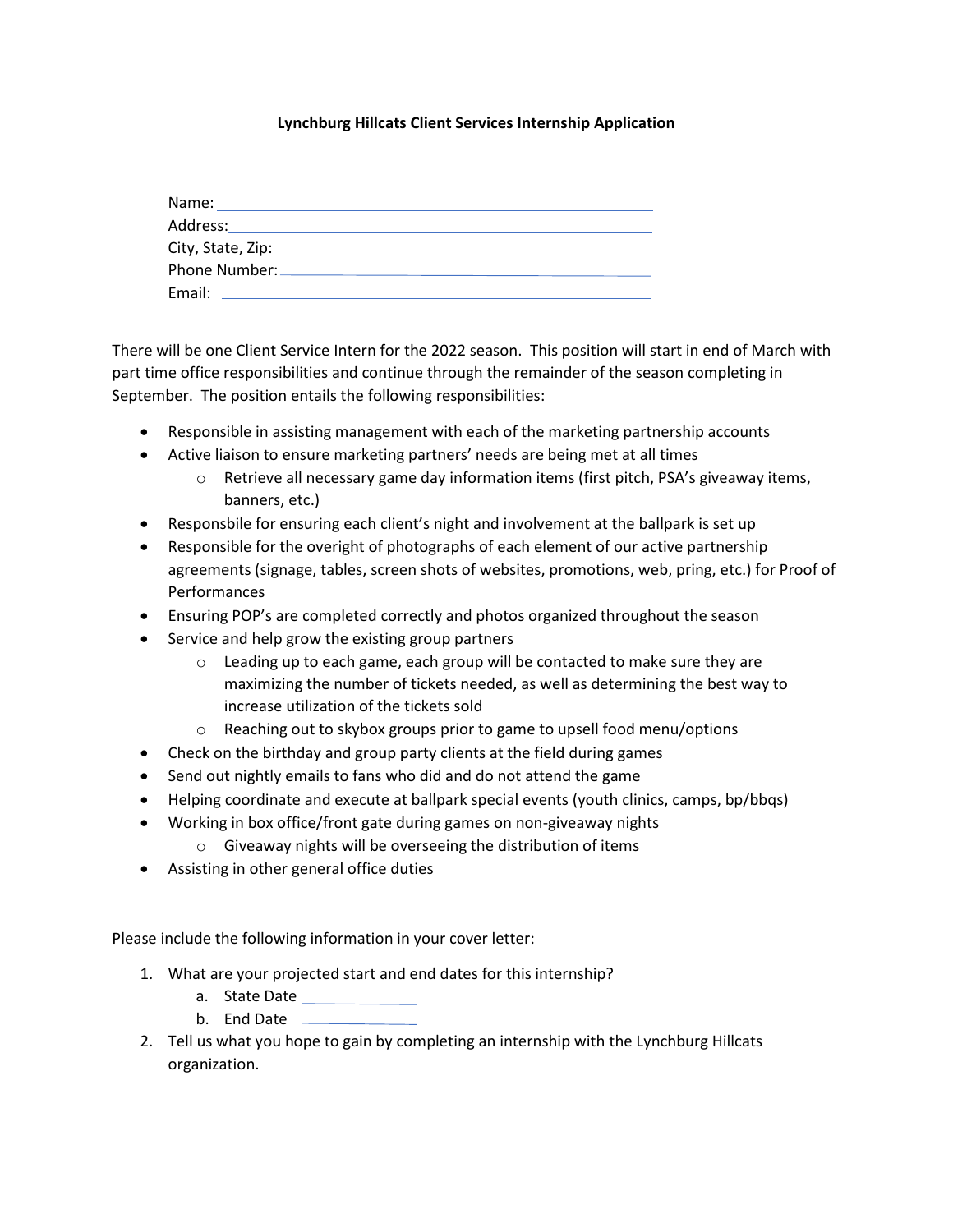**Lynchburg Hillcats Client Services Internship Application**

Name: ______________________________________________

Address: ______________________________________________

City, State, Zip: ______________________________________________

Phone Number: ______________________________________________

Email: ______________________________________________

There will be one Client Service Intern for the 2022 season. This position will start in end of March with part time office responsibilities and continue through the remainder of the season completing in September. The position entails the following responsibilities:

- Responsible in assisting management with each of the marketing partnership accounts
- Active liaison to ensure marketing partners' needs are being met at all times
  - Retrieve all necessary game day information items (first pitch, PSA's giveaway items, banners, etc.)
- Responsbile for ensuring each client's night and involvement at the ballpark is set up
- Responsible for the overight of photographs of each element of our active partnership agreements (signage, tables, screen shots of websites, promotions, web, pring, etc.) for Proof of Performances
- Ensuring POP's are completed correctly and photos organized throughout the season
- Service and help grow the existing group partners
  - Leading up to each game, each group will be contacted to make sure they are maximizing the number of tickets needed, as well as determining the best way to increase utilization of the tickets sold
  - Reaching out to skybox groups prior to game to upsell food menu/options
- Check on the birthday and group party clients at the field during games
- Send out nightly emails to fans who did and do not attend the game
- Helping coordinate and execute at ballpark special events (youth clinics, camps, bp/bbqs)
- Working in box office/front gate during games on non-giveaway nights
  - Giveaway nights will be overseeing the distribution of items
- Assisting in other general office duties

Please include the following information in your cover letter:

1. What are your projected start and end dates for this internship?
   a. State Date ____________
   b. End Date ____________
2. Tell us what you hope to gain by completing an internship with the Lynchburg Hillcats organization.